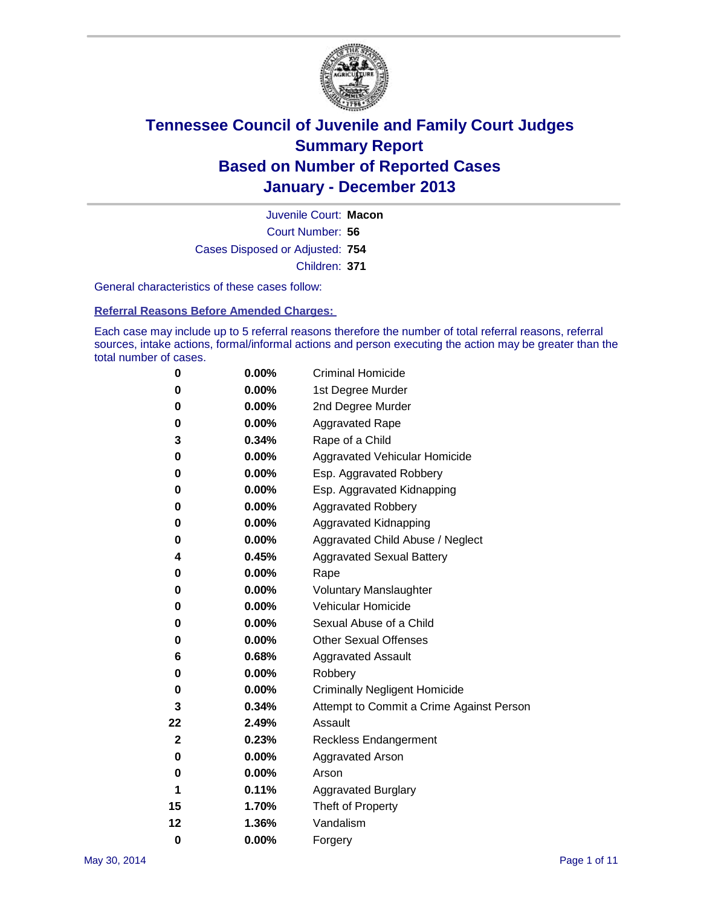# Tennessee Council of Juvenile and Family Court Judges
## Summary Report
## Based on Number of Reported Cases
## January - December 2013

Juvenile Court: **Macon**

Court Number: **56**

Cases Disposed or Adjusted: **754**

Children: **371**

General characteristics of these cases follow:

**Referral Reasons Before Amended Charges:**

Each case may include up to 5 referral reasons therefore the number of total referral reasons, referral sources, intake actions, formal/informal actions and person executing the action may be greater than the total number of cases.

| Count | Percent | Referral Reason |
|---|---|---|
| 0 | 0.00% | Criminal Homicide |
| 0 | 0.00% | 1st Degree Murder |
| 0 | 0.00% | 2nd Degree Murder |
| 0 | 0.00% | Aggravated Rape |
| 3 | 0.34% | Rape of a Child |
| 0 | 0.00% | Aggravated Vehicular Homicide |
| 0 | 0.00% | Esp. Aggravated Robbery |
| 0 | 0.00% | Esp. Aggravated Kidnapping |
| 0 | 0.00% | Aggravated Robbery |
| 0 | 0.00% | Aggravated Kidnapping |
| 0 | 0.00% | Aggravated Child Abuse / Neglect |
| 4 | 0.45% | Aggravated Sexual Battery |
| 0 | 0.00% | Rape |
| 0 | 0.00% | Voluntary Manslaughter |
| 0 | 0.00% | Vehicular Homicide |
| 0 | 0.00% | Sexual Abuse of a Child |
| 0 | 0.00% | Other Sexual Offenses |
| 6 | 0.68% | Aggravated Assault |
| 0 | 0.00% | Robbery |
| 0 | 0.00% | Criminally Negligent Homicide |
| 3 | 0.34% | Attempt to Commit a Crime Against Person |
| 22 | 2.49% | Assault |
| 2 | 0.23% | Reckless Endangerment |
| 0 | 0.00% | Aggravated Arson |
| 0 | 0.00% | Arson |
| 1 | 0.11% | Aggravated Burglary |
| 15 | 1.70% | Theft of Property |
| 12 | 1.36% | Vandalism |
| 0 | 0.00% | Forgery |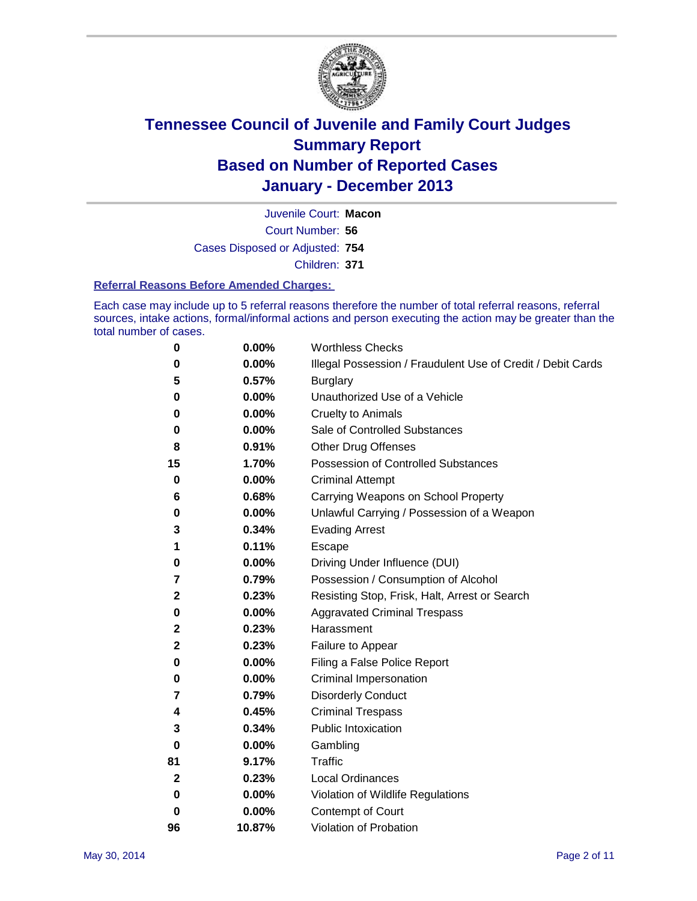# Tennessee Council of Juvenile and Family Court Judges
# Summary Report
# Based on Number of Reported Cases
# January - December 2013

Juvenile Court: **Macon**
Court Number: **56**
Cases Disposed or Adjusted: **754**
Children: **371**

### Referral Reasons Before Amended Charges:

Each case may include up to 5 referral reasons therefore the number of total referral reasons, referral sources, intake actions, formal/informal actions and person executing the action may be greater than the total number of cases.

| Count | Percent | Referral Reason |
|---|---|---|
| 0 | 0.00% | Worthless Checks |
| 0 | 0.00% | Illegal Possession / Fraudulent Use of Credit / Debit Cards |
| 5 | 0.57% | Burglary |
| 0 | 0.00% | Unauthorized Use of a Vehicle |
| 0 | 0.00% | Cruelty to Animals |
| 0 | 0.00% | Sale of Controlled Substances |
| 8 | 0.91% | Other Drug Offenses |
| 15 | 1.70% | Possession of Controlled Substances |
| 0 | 0.00% | Criminal Attempt |
| 6 | 0.68% | Carrying Weapons on School Property |
| 0 | 0.00% | Unlawful Carrying / Possession of a Weapon |
| 3 | 0.34% | Evading Arrest |
| 1 | 0.11% | Escape |
| 0 | 0.00% | Driving Under Influence (DUI) |
| 7 | 0.79% | Possession / Consumption of Alcohol |
| 2 | 0.23% | Resisting Stop, Frisk, Halt, Arrest or Search |
| 0 | 0.00% | Aggravated Criminal Trespass |
| 2 | 0.23% | Harassment |
| 2 | 0.23% | Failure to Appear |
| 0 | 0.00% | Filing a False Police Report |
| 0 | 0.00% | Criminal Impersonation |
| 7 | 0.79% | Disorderly Conduct |
| 4 | 0.45% | Criminal Trespass |
| 3 | 0.34% | Public Intoxication |
| 0 | 0.00% | Gambling |
| 81 | 9.17% | Traffic |
| 2 | 0.23% | Local Ordinances |
| 0 | 0.00% | Violation of Wildlife Regulations |
| 0 | 0.00% | Contempt of Court |
| 96 | 10.87% | Violation of Probation |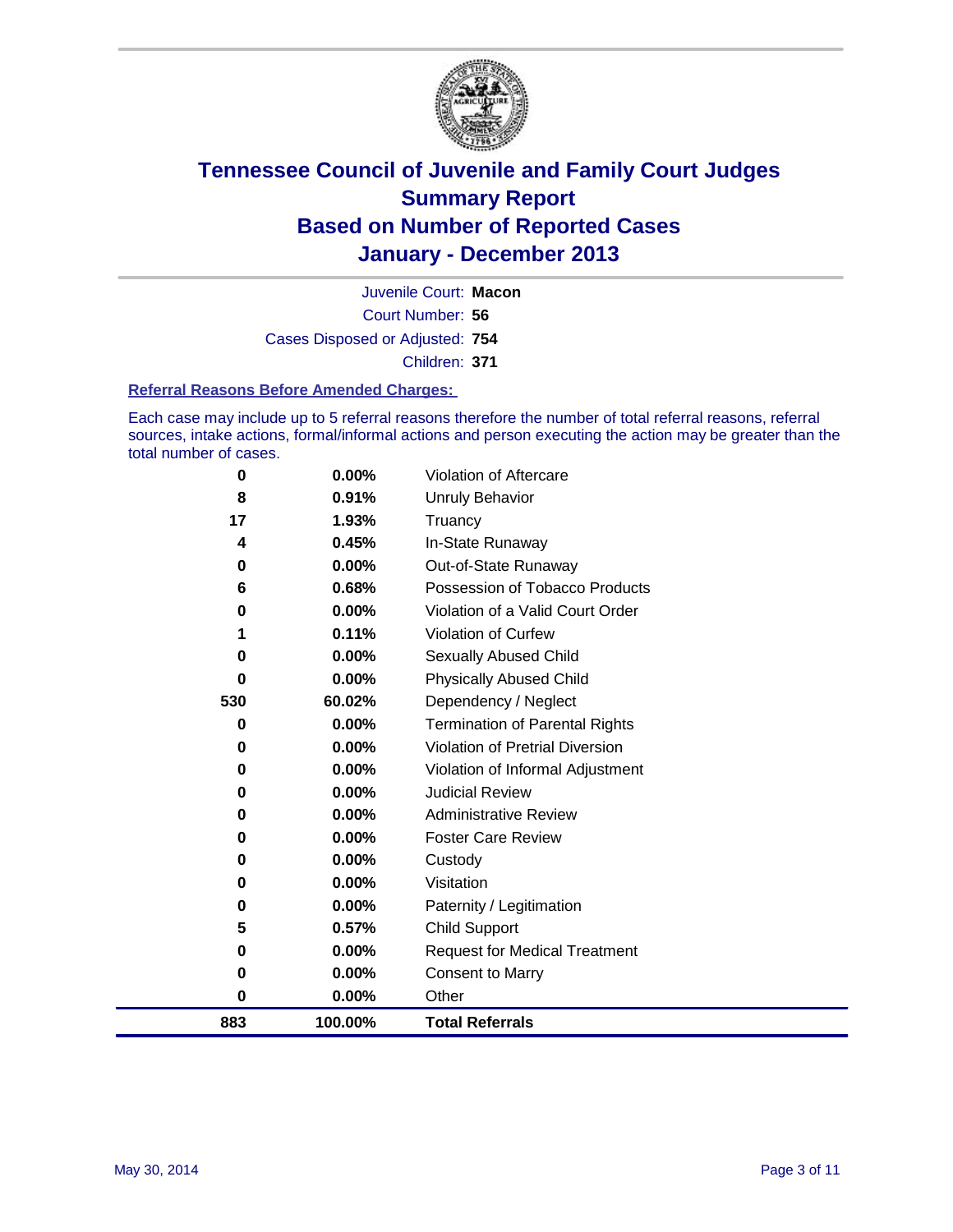# Tennessee Council of Juvenile and Family Court Judges
## Summary Report
## Based on Number of Reported Cases
## January - December 2013

Juvenile Court: **Macon**
Court Number: **56**
Cases Disposed or Adjusted: **754**
Children: **371**

### Referral Reasons Before Amended Charges:

Each case may include up to 5 referral reasons therefore the number of total referral reasons, referral sources, intake actions, formal/informal actions and person executing the action may be greater than the total number of cases.

| Count | Percent | Referral Reason |
|---|---|---|
| 0 | 0.00% | Violation of Aftercare |
| 8 | 0.91% | Unruly Behavior |
| 17 | 1.93% | Truancy |
| 4 | 0.45% | In-State Runaway |
| 0 | 0.00% | Out-of-State Runaway |
| 6 | 0.68% | Possession of Tobacco Products |
| 0 | 0.00% | Violation of a Valid Court Order |
| 1 | 0.11% | Violation of Curfew |
| 0 | 0.00% | Sexually Abused Child |
| 0 | 0.00% | Physically Abused Child |
| 530 | 60.02% | Dependency / Neglect |
| 0 | 0.00% | Termination of Parental Rights |
| 0 | 0.00% | Violation of Pretrial Diversion |
| 0 | 0.00% | Violation of Informal Adjustment |
| 0 | 0.00% | Judicial Review |
| 0 | 0.00% | Administrative Review |
| 0 | 0.00% | Foster Care Review |
| 0 | 0.00% | Custody |
| 0 | 0.00% | Visitation |
| 0 | 0.00% | Paternity / Legitimation |
| 5 | 0.57% | Child Support |
| 0 | 0.00% | Request for Medical Treatment |
| 0 | 0.00% | Consent to Marry |
| 0 | 0.00% | Other |
| **883** | **100.00%** | **Total Referrals** |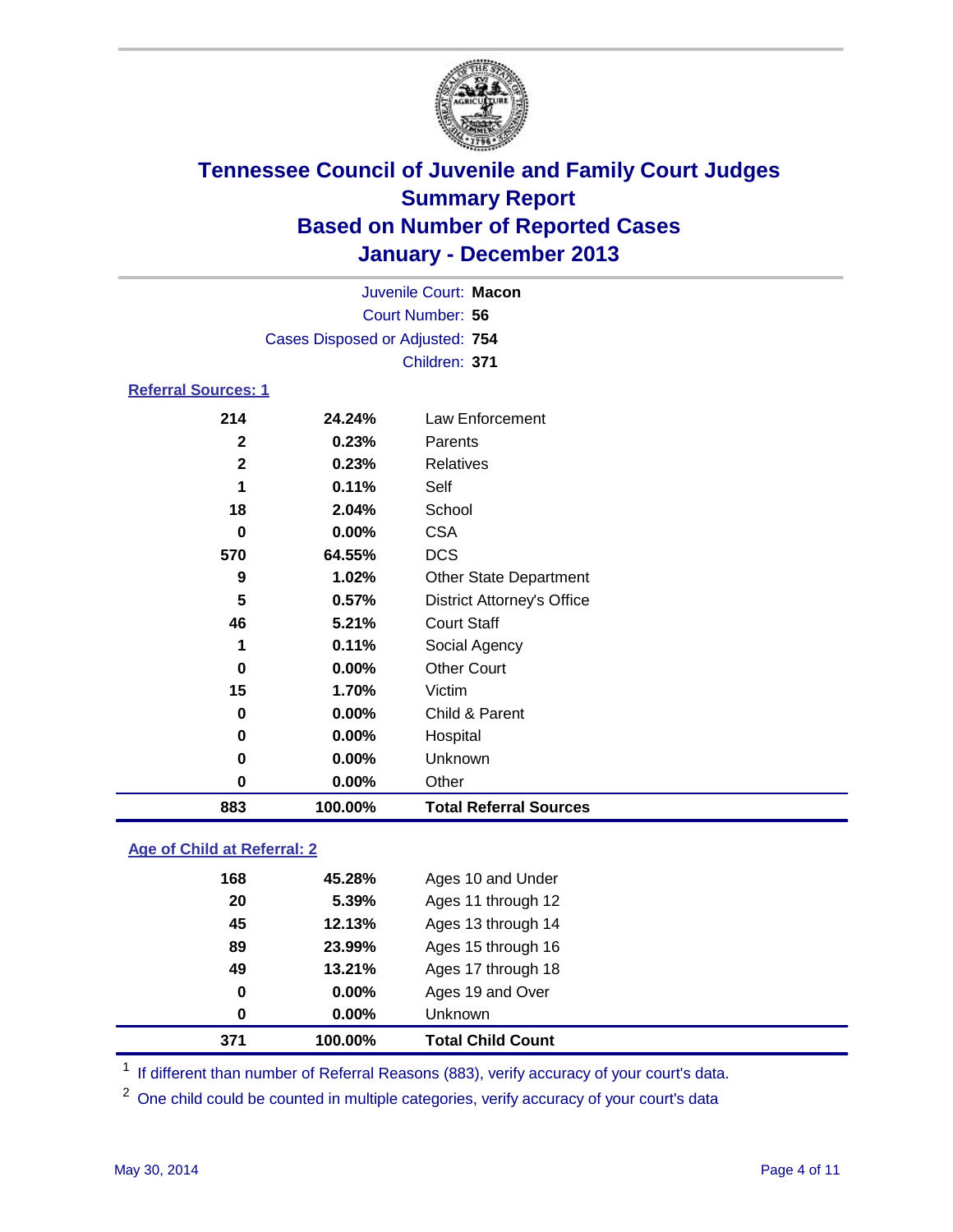# Tennessee Council of Juvenile and Family Court Judges
## Summary Report
## Based on Number of Reported Cases
## January - December 2013

Juvenile Court: **Macon**
Court Number: **56**
Cases Disposed or Adjusted: **754**
Children: **371**

### Referral Sources: 1

| Count | Percent | Source |
|---|---|---|
| 214 | 24.24% | Law Enforcement |
| 2 | 0.23% | Parents |
| 2 | 0.23% | Relatives |
| 1 | 0.11% | Self |
| 18 | 2.04% | School |
| 0 | 0.00% | CSA |
| 570 | 64.55% | DCS |
| 9 | 1.02% | Other State Department |
| 5 | 0.57% | District Attorney's Office |
| 46 | 5.21% | Court Staff |
| 1 | 0.11% | Social Agency |
| 0 | 0.00% | Other Court |
| 15 | 1.70% | Victim |
| 0 | 0.00% | Child & Parent |
| 0 | 0.00% | Hospital |
| 0 | 0.00% | Unknown |
| 0 | 0.00% | Other |
| **883** | **100.00%** | **Total Referral Sources** |

### Age of Child at Referral: 2

| Count | Percent | Age |
|---|---|---|
| 168 | 45.28% | Ages 10 and Under |
| 20 | 5.39% | Ages 11 through 12 |
| 45 | 12.13% | Ages 13 through 14 |
| 89 | 23.99% | Ages 15 through 16 |
| 49 | 13.21% | Ages 17 through 18 |
| 0 | 0.00% | Ages 19 and Over |
| 0 | 0.00% | Unknown |
| **371** | **100.00%** | **Total Child Count** |

[1] If different than number of Referral Reasons (883), verify accuracy of your court's data.

[2] One child could be counted in multiple categories, verify accuracy of your court's data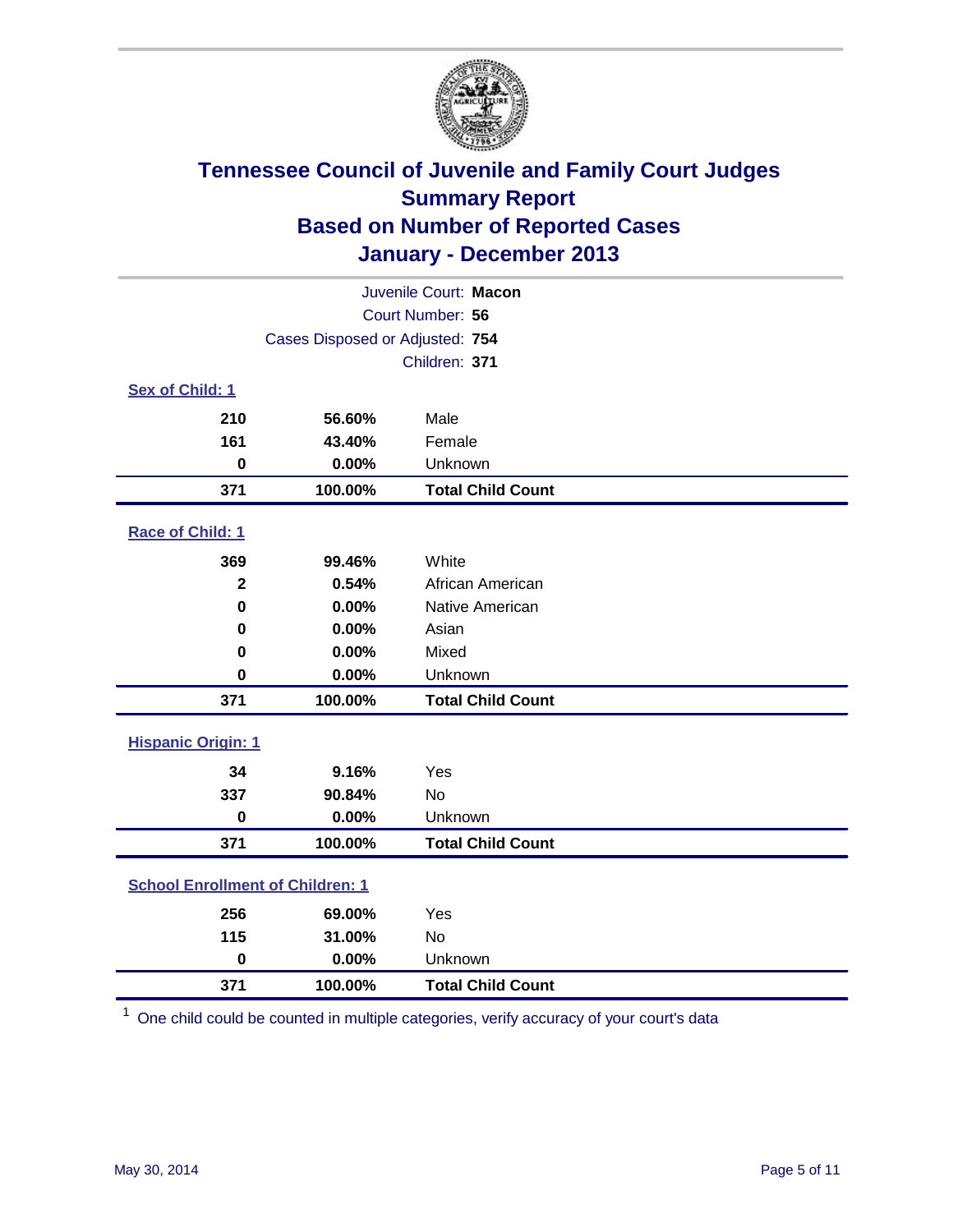# Tennessee Council of Juvenile and Family Court Judges
## Summary Report
## Based on Number of Reported Cases
## January - December 2013

Juvenile Court: **Macon**
Court Number: **56**
Cases Disposed or Adjusted: **754**
Children: **371**

### Sex of Child: 1

| | | |
|---|---|---|
| 210 | 56.60% | Male |
| 161 | 43.40% | Female |
| 0 | 0.00% | Unknown |
| **371** | **100.00%** | **Total Child Count** |

### Race of Child: 1

| | | |
|---|---|---|
| 369 | 99.46% | White |
| 2 | 0.54% | African American |
| 0 | 0.00% | Native American |
| 0 | 0.00% | Asian |
| 0 | 0.00% | Mixed |
| 0 | 0.00% | Unknown |
| **371** | **100.00%** | **Total Child Count** |

### Hispanic Origin: 1

| | | |
|---|---|---|
| 34 | 9.16% | Yes |
| 337 | 90.84% | No |
| 0 | 0.00% | Unknown |
| **371** | **100.00%** | **Total Child Count** |

### School Enrollment of Children: 1

| | | |
|---|---|---|
| 256 | 69.00% | Yes |
| 115 | 31.00% | No |
| 0 | 0.00% | Unknown |
| **371** | **100.00%** | **Total Child Count** |

[1] One child could be counted in multiple categories, verify accuracy of your court's data

May 30, 2014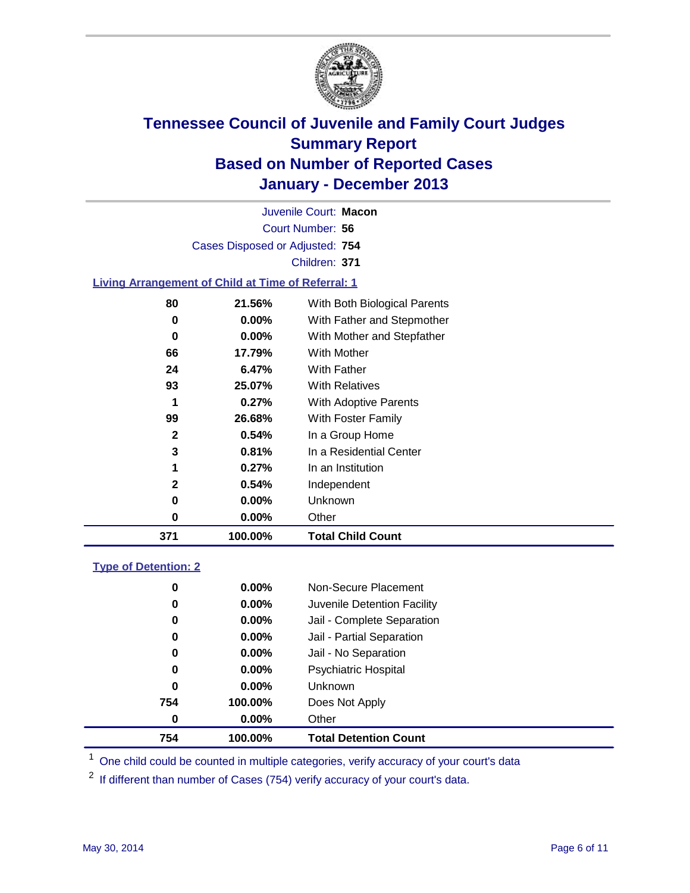# Tennessee Council of Juvenile and Family Court Judges
## Summary Report
## Based on Number of Reported Cases
## January - December 2013

Juvenile Court: **Macon**
Court Number: **56**
Cases Disposed or Adjusted: **754**
Children: **371**

### Living Arrangement of Child at Time of Referral: 1

| Count | Percent | Category |
|---|---|---|
| 80 | 21.56% | With Both Biological Parents |
| 0 | 0.00% | With Father and Stepmother |
| 0 | 0.00% | With Mother and Stepfather |
| 66 | 17.79% | With Mother |
| 24 | 6.47% | With Father |
| 93 | 25.07% | With Relatives |
| 1 | 0.27% | With Adoptive Parents |
| 99 | 26.68% | With Foster Family |
| 2 | 0.54% | In a Group Home |
| 3 | 0.81% | In a Residential Center |
| 1 | 0.27% | In an Institution |
| 2 | 0.54% | Independent |
| 0 | 0.00% | Unknown |
| 0 | 0.00% | Other |
| **371** | **100.00%** | **Total Child Count** |

### Type of Detention: 2

| Count | Percent | Category |
|---|---|---|
| 0 | 0.00% | Non-Secure Placement |
| 0 | 0.00% | Juvenile Detention Facility |
| 0 | 0.00% | Jail - Complete Separation |
| 0 | 0.00% | Jail - Partial Separation |
| 0 | 0.00% | Jail - No Separation |
| 0 | 0.00% | Psychiatric Hospital |
| 0 | 0.00% | Unknown |
| 754 | 100.00% | Does Not Apply |
| 0 | 0.00% | Other |
| **754** | **100.00%** | **Total Detention Count** |

[1] One child could be counted in multiple categories, verify accuracy of your court's data

[2] If different than number of Cases (754) verify accuracy of your court's data.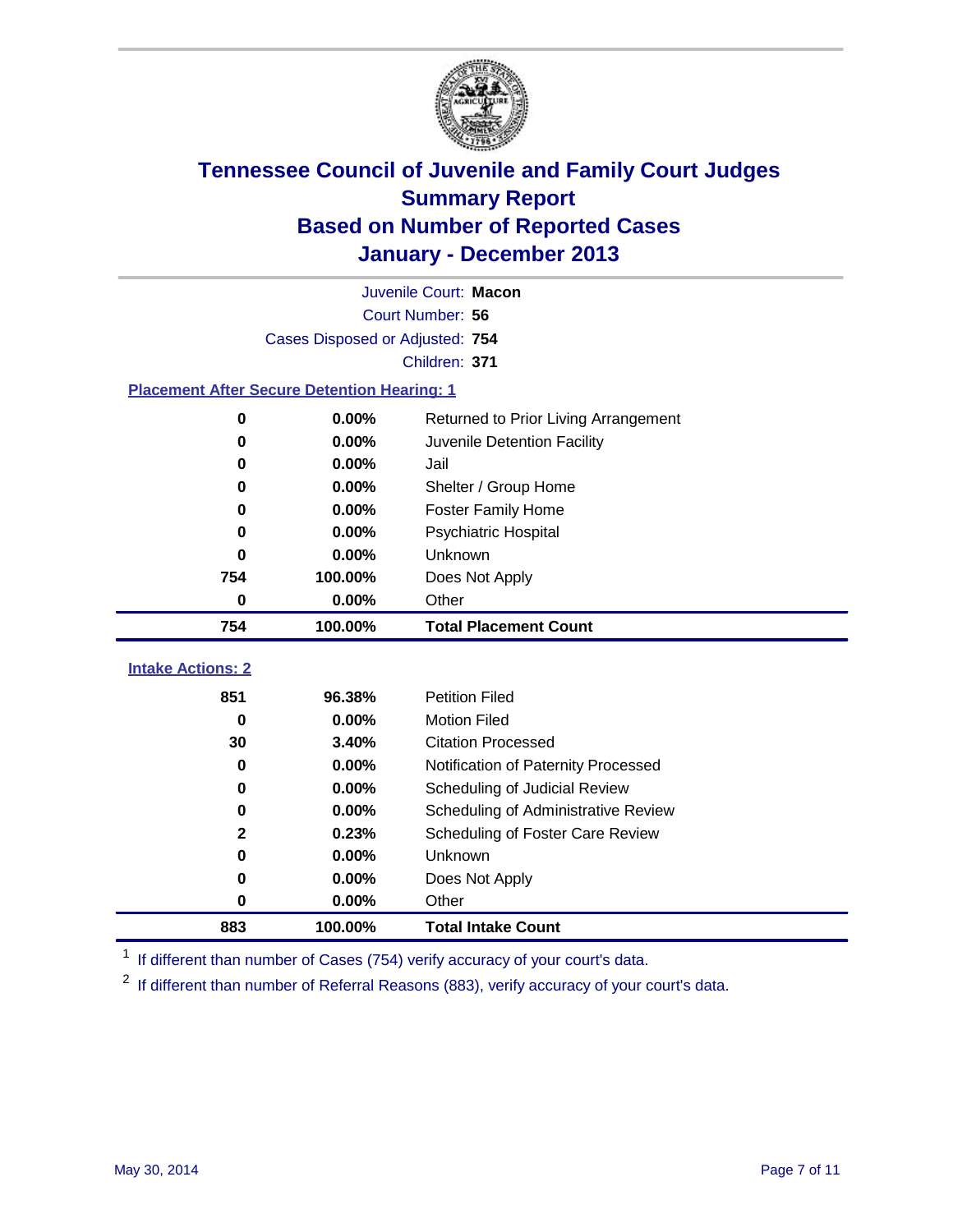# Tennessee Council of Juvenile and Family Court Judges
## Summary Report
## Based on Number of Reported Cases
## January - December 2013

Juvenile Court: **Macon**
Court Number: **56**
Cases Disposed or Adjusted: **754**
Children: **371**

### Placement After Secure Detention Hearing: 1

| | | |
|---|---|---|
| 0 | 0.00% | Returned to Prior Living Arrangement |
| 0 | 0.00% | Juvenile Detention Facility |
| 0 | 0.00% | Jail |
| 0 | 0.00% | Shelter / Group Home |
| 0 | 0.00% | Foster Family Home |
| 0 | 0.00% | Psychiatric Hospital |
| 0 | 0.00% | Unknown |
| 754 | 100.00% | Does Not Apply |
| 0 | 0.00% | Other |
| **754** | **100.00%** | **Total Placement Count** |

### Intake Actions: 2

| | | |
|---|---|---|
| 851 | 96.38% | Petition Filed |
| 0 | 0.00% | Motion Filed |
| 30 | 3.40% | Citation Processed |
| 0 | 0.00% | Notification of Paternity Processed |
| 0 | 0.00% | Scheduling of Judicial Review |
| 0 | 0.00% | Scheduling of Administrative Review |
| 2 | 0.23% | Scheduling of Foster Care Review |
| 0 | 0.00% | Unknown |
| 0 | 0.00% | Does Not Apply |
| 0 | 0.00% | Other |
| **883** | **100.00%** | **Total Intake Count** |

[1] If different than number of Cases (754) verify accuracy of your court's data.

[2] If different than number of Referral Reasons (883), verify accuracy of your court's data.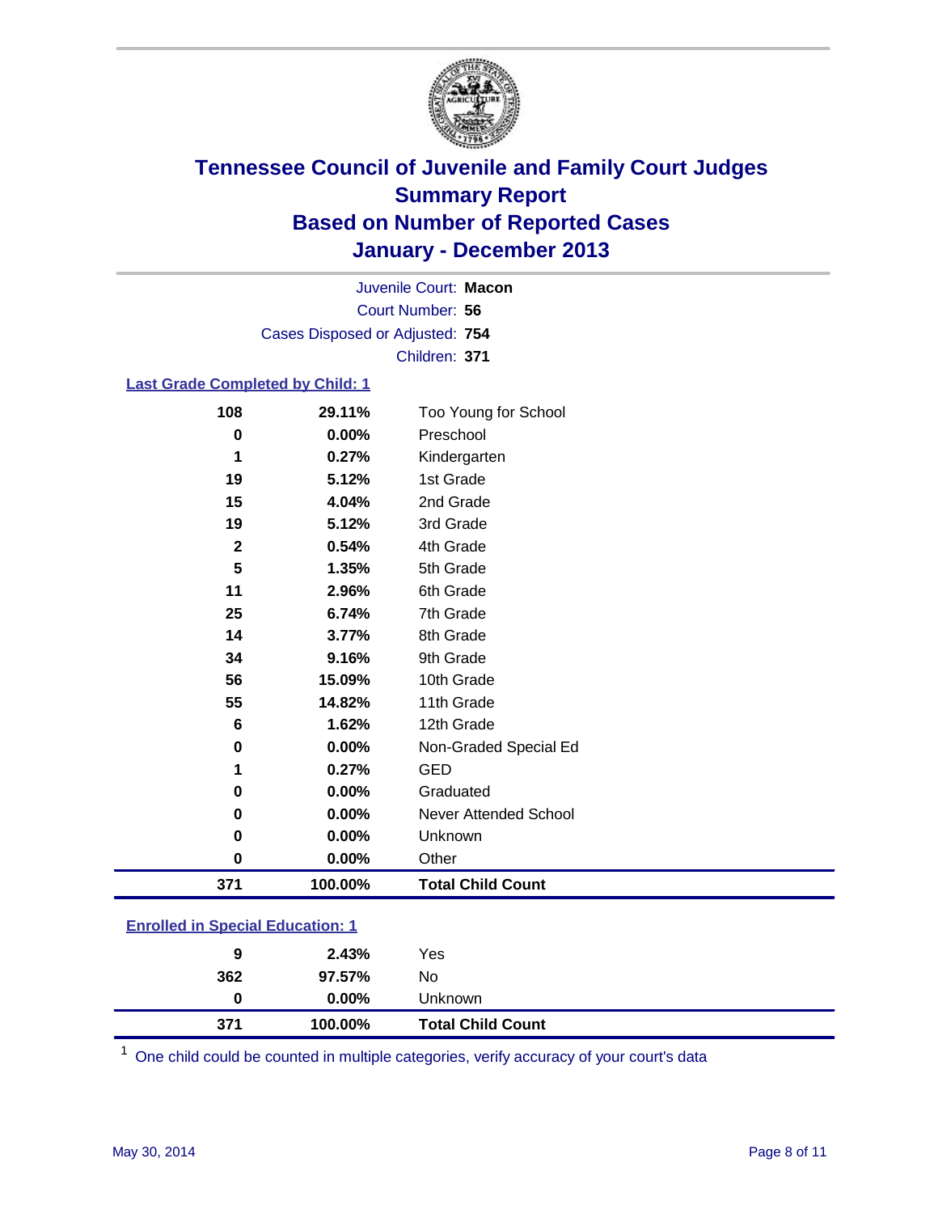# Tennessee Council of Juvenile and Family Court Judges
## Summary Report
## Based on Number of Reported Cases
## January - December 2013

Juvenile Court: **Macon**
Court Number: **56**
Cases Disposed or Adjusted: **754**
Children: **371**

### Last Grade Completed by Child: 1

| | | |
|---|---|---|
| 108 | 29.11% | Too Young for School |
| 0 | 0.00% | Preschool |
| 1 | 0.27% | Kindergarten |
| 19 | 5.12% | 1st Grade |
| 15 | 4.04% | 2nd Grade |
| 19 | 5.12% | 3rd Grade |
| 2 | 0.54% | 4th Grade |
| 5 | 1.35% | 5th Grade |
| 11 | 2.96% | 6th Grade |
| 25 | 6.74% | 7th Grade |
| 14 | 3.77% | 8th Grade |
| 34 | 9.16% | 9th Grade |
| 56 | 15.09% | 10th Grade |
| 55 | 14.82% | 11th Grade |
| 6 | 1.62% | 12th Grade |
| 0 | 0.00% | Non-Graded Special Ed |
| 1 | 0.27% | GED |
| 0 | 0.00% | Graduated |
| 0 | 0.00% | Never Attended School |
| 0 | 0.00% | Unknown |
| 0 | 0.00% | Other |
| **371** | **100.00%** | **Total Child Count** |

### Enrolled in Special Education: 1

| | | |
|---|---|---|
| 9 | 2.43% | Yes |
| 362 | 97.57% | No |
| 0 | 0.00% | Unknown |
| **371** | **100.00%** | **Total Child Count** |

[1] One child could be counted in multiple categories, verify accuracy of your court's data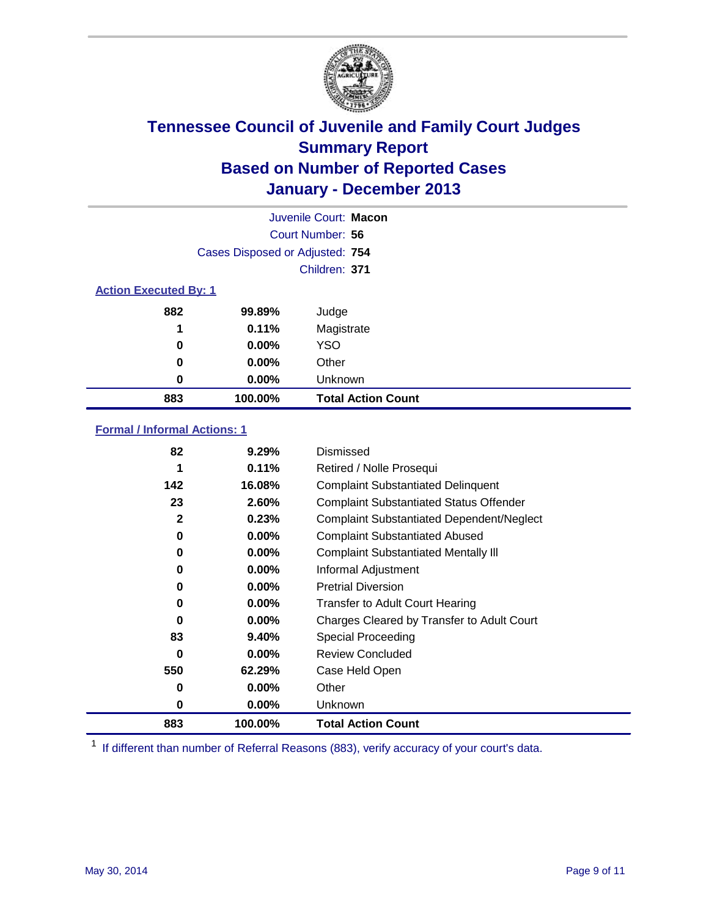# Tennessee Council of Juvenile and Family Court Judges
## Summary Report
## Based on Number of Reported Cases
## January - December 2013

| | |
|---|---|
| Juvenile Court: | **Macon** |
| Court Number: | **56** |
| Cases Disposed or Adjusted: | **754** |
| Children: | **371** |

### Action Executed By: 1

| | | |
|---|---|---|
| 882 | 99.89% | Judge |
| 1 | 0.11% | Magistrate |
| 0 | 0.00% | YSO |
| 0 | 0.00% | Other |
| 0 | 0.00% | Unknown |
| **883** | **100.00%** | **Total Action Count** |

### Formal / Informal Actions: 1

| | | |
|---|---|---|
| 82 | 9.29% | Dismissed |
| 1 | 0.11% | Retired / Nolle Prosequi |
| 142 | 16.08% | Complaint Substantiated Delinquent |
| 23 | 2.60% | Complaint Substantiated Status Offender |
| 2 | 0.23% | Complaint Substantiated Dependent/Neglect |
| 0 | 0.00% | Complaint Substantiated Abused |
| 0 | 0.00% | Complaint Substantiated Mentally Ill |
| 0 | 0.00% | Informal Adjustment |
| 0 | 0.00% | Pretrial Diversion |
| 0 | 0.00% | Transfer to Adult Court Hearing |
| 0 | 0.00% | Charges Cleared by Transfer to Adult Court |
| 83 | 9.40% | Special Proceeding |
| 0 | 0.00% | Review Concluded |
| 550 | 62.29% | Case Held Open |
| 0 | 0.00% | Other |
| 0 | 0.00% | Unknown |
| **883** | **100.00%** | **Total Action Count** |

[1] If different than number of Referral Reasons (883), verify accuracy of your court's data.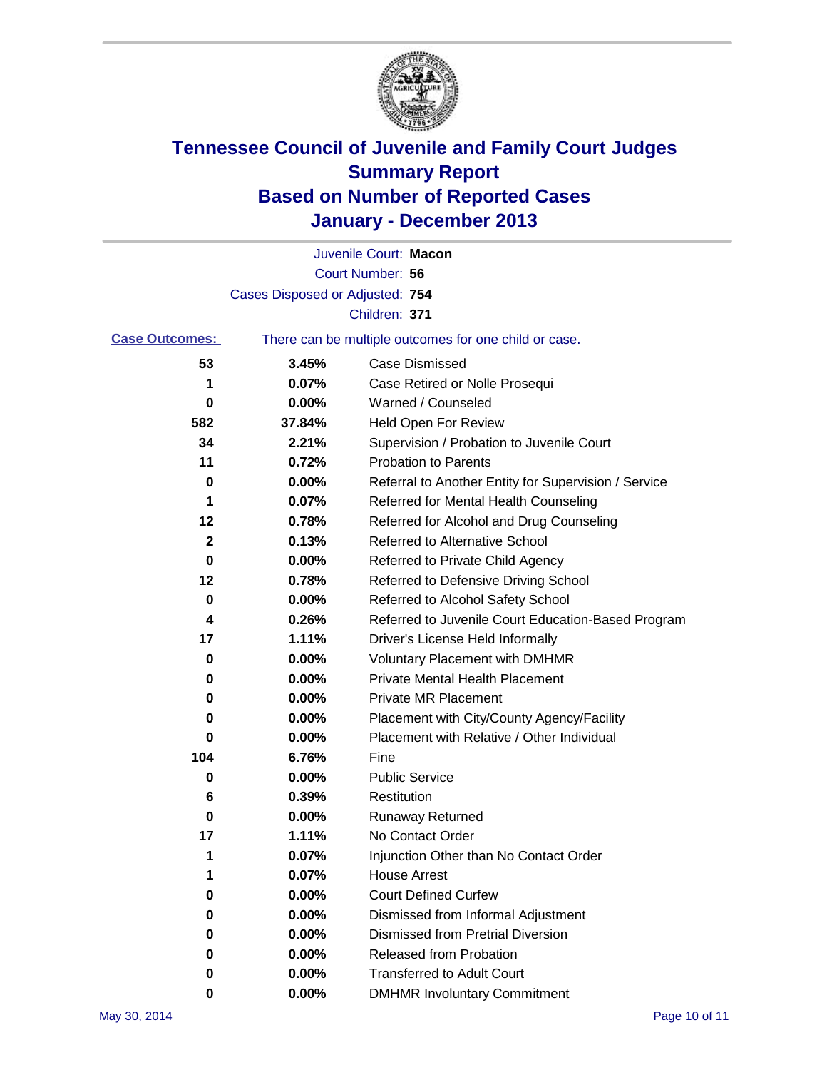# Tennessee Council of Juvenile and Family Court Judges
# Summary Report
# Based on Number of Reported Cases
# January - December 2013

Juvenile Court: **Macon**

Court Number: **56**

Cases Disposed or Adjusted: **754**

Children: **371**

**Case Outcomes:** There can be multiple outcomes for one child or case.

| | | |
|---|---|---|
| 53 | 3.45% | Case Dismissed |
| 1 | 0.07% | Case Retired or Nolle Prosequi |
| 0 | 0.00% | Warned / Counseled |
| 582 | 37.84% | Held Open For Review |
| 34 | 2.21% | Supervision / Probation to Juvenile Court |
| 11 | 0.72% | Probation to Parents |
| 0 | 0.00% | Referral to Another Entity for Supervision / Service |
| 1 | 0.07% | Referred for Mental Health Counseling |
| 12 | 0.78% | Referred for Alcohol and Drug Counseling |
| 2 | 0.13% | Referred to Alternative School |
| 0 | 0.00% | Referred to Private Child Agency |
| 12 | 0.78% | Referred to Defensive Driving School |
| 0 | 0.00% | Referred to Alcohol Safety School |
| 4 | 0.26% | Referred to Juvenile Court Education-Based Program |
| 17 | 1.11% | Driver's License Held Informally |
| 0 | 0.00% | Voluntary Placement with DMHMR |
| 0 | 0.00% | Private Mental Health Placement |
| 0 | 0.00% | Private MR Placement |
| 0 | 0.00% | Placement with City/County Agency/Facility |
| 0 | 0.00% | Placement with Relative / Other Individual |
| 104 | 6.76% | Fine |
| 0 | 0.00% | Public Service |
| 6 | 0.39% | Restitution |
| 0 | 0.00% | Runaway Returned |
| 17 | 1.11% | No Contact Order |
| 1 | 0.07% | Injunction Other than No Contact Order |
| 1 | 0.07% | House Arrest |
| 0 | 0.00% | Court Defined Curfew |
| 0 | 0.00% | Dismissed from Informal Adjustment |
| 0 | 0.00% | Dismissed from Pretrial Diversion |
| 0 | 0.00% | Released from Probation |
| 0 | 0.00% | Transferred to Adult Court |
| 0 | 0.00% | DMHMR Involuntary Commitment |

May 30, 2014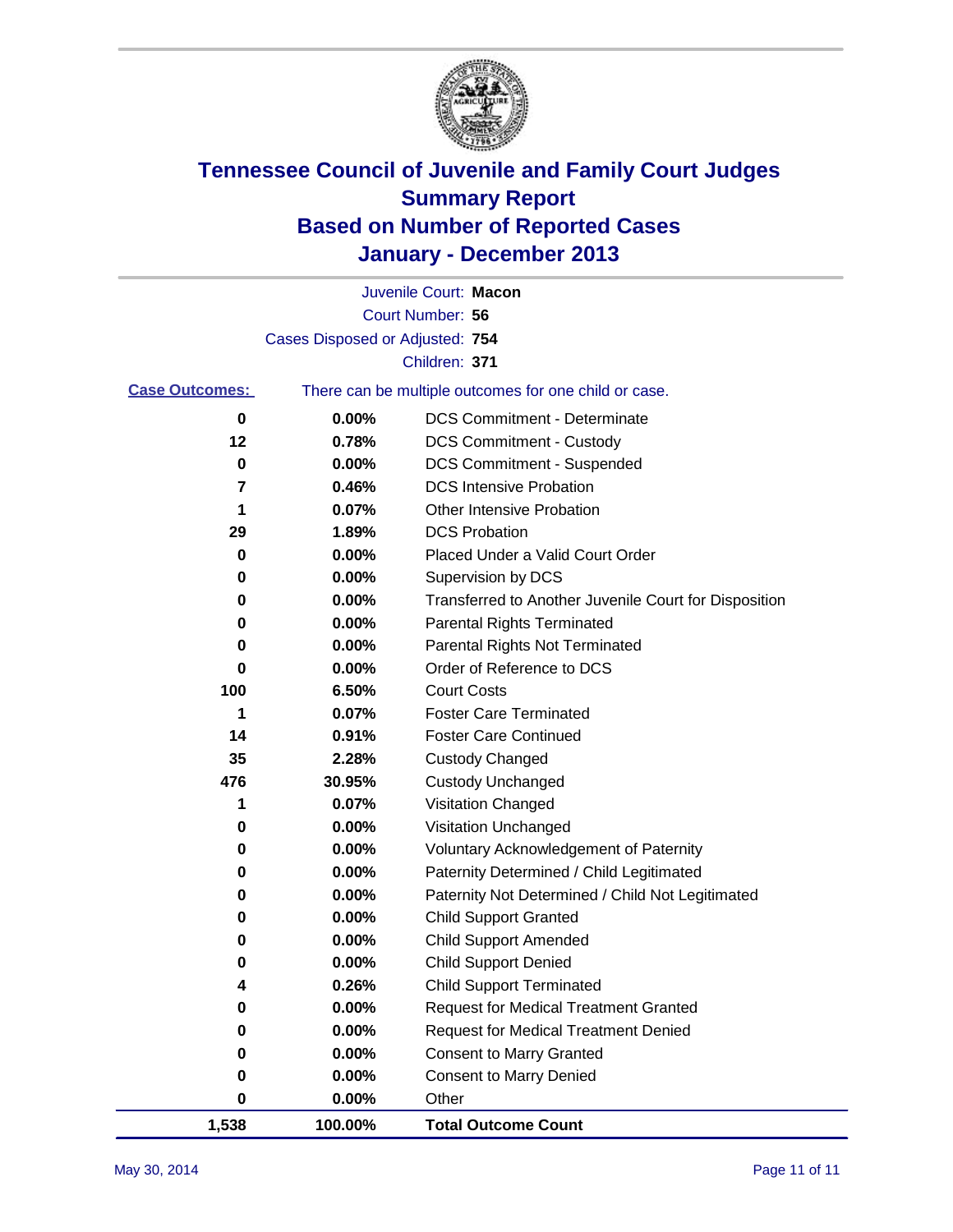# Tennessee Council of Juvenile and Family Court Judges
## Summary Report
## Based on Number of Reported Cases
## January - December 2013

Juvenile Court: **Macon**
Court Number: **56**
Cases Disposed or Adjusted: **754**
Children: **371**

**Case Outcomes:** There can be multiple outcomes for one child or case.

| | | |
|---|---|---|
| 0 | 0.00% | DCS Commitment - Determinate |
| 12 | 0.78% | DCS Commitment - Custody |
| 0 | 0.00% | DCS Commitment - Suspended |
| 7 | 0.46% | DCS Intensive Probation |
| 1 | 0.07% | Other Intensive Probation |
| 29 | 1.89% | DCS Probation |
| 0 | 0.00% | Placed Under a Valid Court Order |
| 0 | 0.00% | Supervision by DCS |
| 0 | 0.00% | Transferred to Another Juvenile Court for Disposition |
| 0 | 0.00% | Parental Rights Terminated |
| 0 | 0.00% | Parental Rights Not Terminated |
| 0 | 0.00% | Order of Reference to DCS |
| 100 | 6.50% | Court Costs |
| 1 | 0.07% | Foster Care Terminated |
| 14 | 0.91% | Foster Care Continued |
| 35 | 2.28% | Custody Changed |
| 476 | 30.95% | Custody Unchanged |
| 1 | 0.07% | Visitation Changed |
| 0 | 0.00% | Visitation Unchanged |
| 0 | 0.00% | Voluntary Acknowledgement of Paternity |
| 0 | 0.00% | Paternity Determined / Child Legitimated |
| 0 | 0.00% | Paternity Not Determined / Child Not Legitimated |
| 0 | 0.00% | Child Support Granted |
| 0 | 0.00% | Child Support Amended |
| 0 | 0.00% | Child Support Denied |
| 4 | 0.26% | Child Support Terminated |
| 0 | 0.00% | Request for Medical Treatment Granted |
| 0 | 0.00% | Request for Medical Treatment Denied |
| 0 | 0.00% | Consent to Marry Granted |
| 0 | 0.00% | Consent to Marry Denied |
| 0 | 0.00% | Other |
| **1,538** | **100.00%** | **Total Outcome Count** |

May 30, 2014